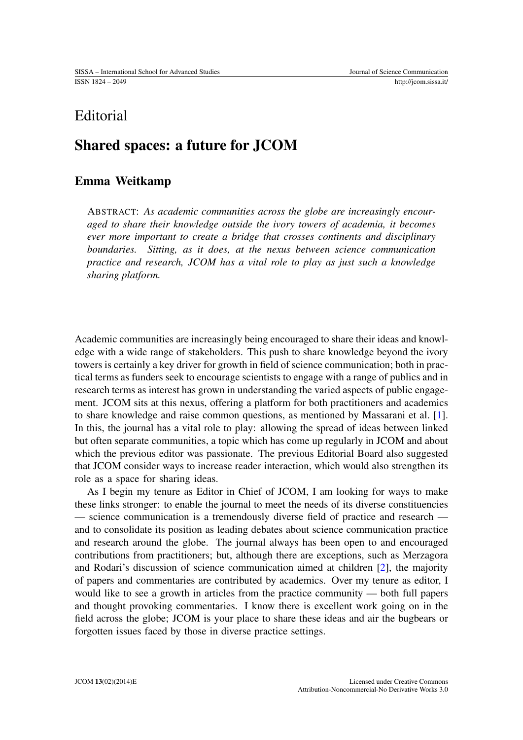Editorial

# Shared spaces: a future for JCOM

## Emma Weitkamp

ABSTRACT: *As academic communities across the globe are increasingly encouraged to share their knowledge outside the ivory towers of academia, it becomes ever more important to create a bridge that crosses continents and disciplinary boundaries. Sitting, as it does, at the nexus between science communication practice and research, JCOM has a vital role to play as just such a knowledge sharing platform.*

Academic communities are increasingly being encouraged to share their ideas and knowledge with a wide range of stakeholders. This push to share knowledge beyond the ivory towers is certainly a key driver for growth in field of science communication; both in practical terms as funders seek to encourage scientists to engage with a range of publics and in research terms as interest has grown in understanding the varied aspects of public engagement. JCOM sits at this nexus, offering a platform for both practitioners and academics to share knowledge and raise common questions, as mentioned by Massarani et al. [1]. In this, the journal has a vital role to play: allowing the spread of ideas between linked but often separate communities, a topic which has come up regularly in JCOM and about which the previous editor was passionate. The previous Editorial Board also suggested that JCOM consider ways to increase reader interaction, which would also strengthen its role as a space for sharing ideas.

As I begin my tenure as Editor in Chief of JCOM, I am looking for ways to make these links stronger: to enable the journal to meet the needs of its diverse constituencies — science communication is a tremendously diverse field of practice and research — and to consolidate its position as leading debates about science communication practice and research around the globe. The journal always has been open to and encouraged contributions from practitioners; but, although there are exceptions, such as Merzagora and Rodari's discussion of science communication aimed at children [2], the majority of papers and commentaries are contributed by academics. Over my tenure as editor, I would like to see a growth in articles from the practice community — both full papers and thought provoking commentaries. I know there is excellent work going on in the field across the globe; JCOM is your place to share these ideas and air the bugbears or forgotten issues faced by those in diverse practice settings.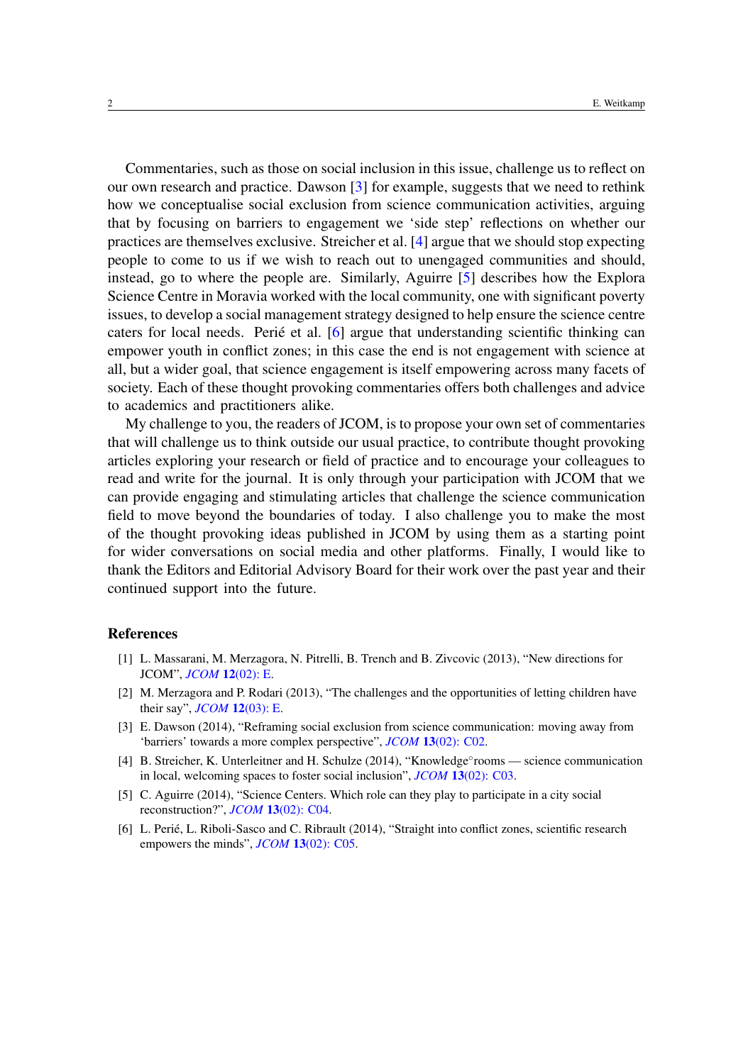Commentaries, such as those on social inclusion in this issue, challenge us to reflect on our own research and practice. Dawson [3] for example, suggests that we need to rethink how we conceptualise social exclusion from science communication activities, arguing that by focusing on barriers to engagement we 'side step' reflections on whether our practices are themselves exclusive. Streicher et al. [4] argue that we should stop expecting people to come to us if we wish to reach out to unengaged communities and should, instead, go to where the people are. Similarly, Aguirre [5] describes how the Explora Science Centre in Moravia worked with the local community, one with significant poverty issues, to develop a social management strategy designed to help ensure the science centre caters for local needs. Perié et al. [6] argue that understanding scientific thinking can empower youth in conflict zones; in this case the end is not engagement with science at all, but a wider goal, that science engagement is itself empowering across many facets of society. Each of these thought provoking commentaries offers both challenges and advice to academics and practitioners alike.

My challenge to you, the readers of JCOM, is to propose your own set of commentaries that will challenge us to think outside our usual practice, to contribute thought provoking articles exploring your research or field of practice and to encourage your colleagues to read and write for the journal. It is only through your participation with JCOM that we can provide engaging and stimulating articles that challenge the science communication field to move beyond the boundaries of today. I also challenge you to make the most of the thought provoking ideas published in JCOM by using them as a starting point for wider conversations on social media and other platforms. Finally, I would like to thank the Editors and Editorial Advisory Board for their work over the past year and their continued support into the future.

## References

[1] L. Massarani, M. Merzagora, N. Pitrelli, B. Trench and B. Zivcovic (2013), "New directions for JCOM", *JCOM* **12**(02): E.

[2] M. Merzagora and P. Rodari (2013), "The challenges and the opportunities of letting children have their say", *JCOM* **12**(03): E.

[3] E. Dawson (2014), "Reframing social exclusion from science communication: moving away from 'barriers' towards a more complex perspective", *JCOM* **13**(02): C02.

[4] B. Streicher, K. Unterleitner and H. Schulze (2014), "Knowledge°rooms — science communication in local, welcoming spaces to foster social inclusion", *JCOM* **13**(02): C03.

[5] C. Aguirre (2014), "Science Centers. Which role can they play to participate in a city social reconstruction?", *JCOM* **13**(02): C04.

[6] L. Perié, L. Riboli-Sasco and C. Ribrault (2014), "Straight into conflict zones, scientific research empowers the minds", *JCOM* **13**(02): C05.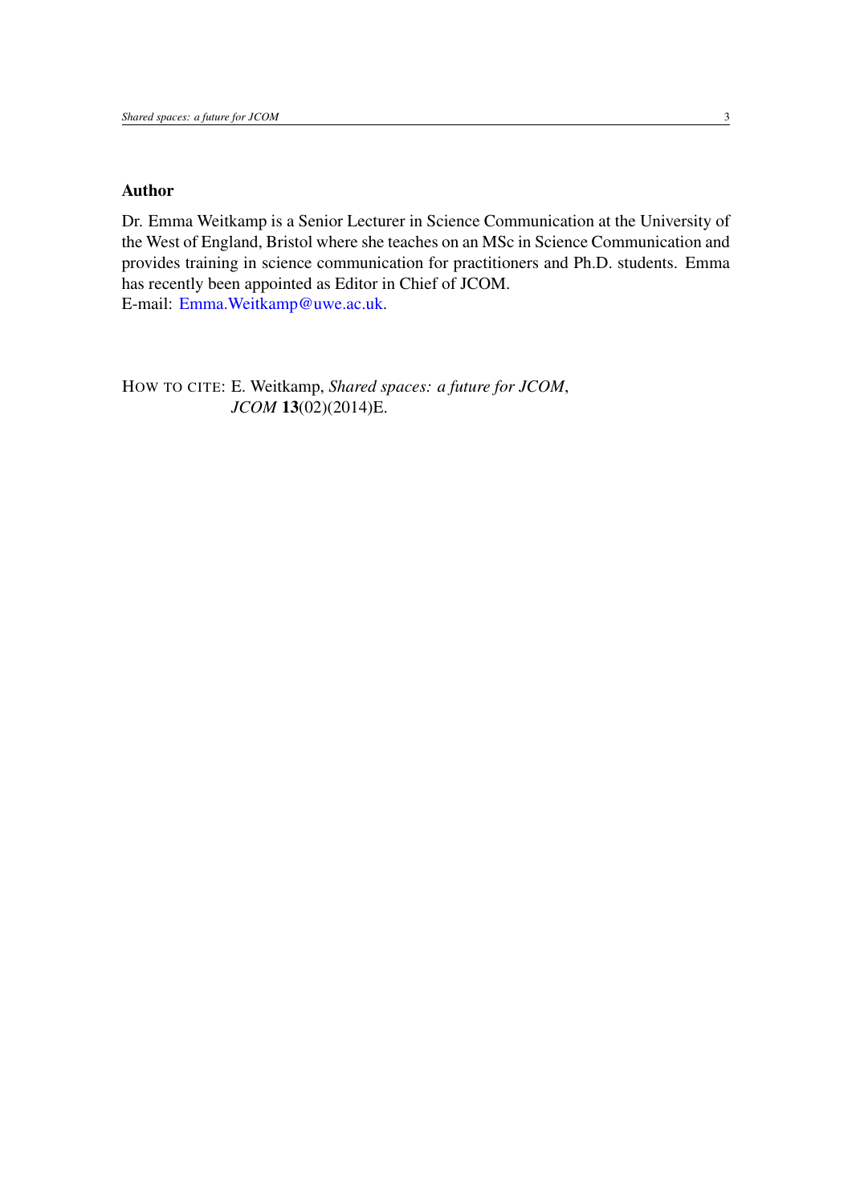## Author

Dr. Emma Weitkamp is a Senior Lecturer in Science Communication at the University of the West of England, Bristol where she teaches on an MSc in Science Communication and provides training in science communication for practitioners and Ph.D. students. Emma has recently been appointed as Editor in Chief of JCOM.
E-mail: Emma.Weitkamp@uwe.ac.uk.

HOW TO CITE: E. Weitkamp, *Shared spaces: a future for JCOM*, *JCOM* **13**(02)(2014)E.